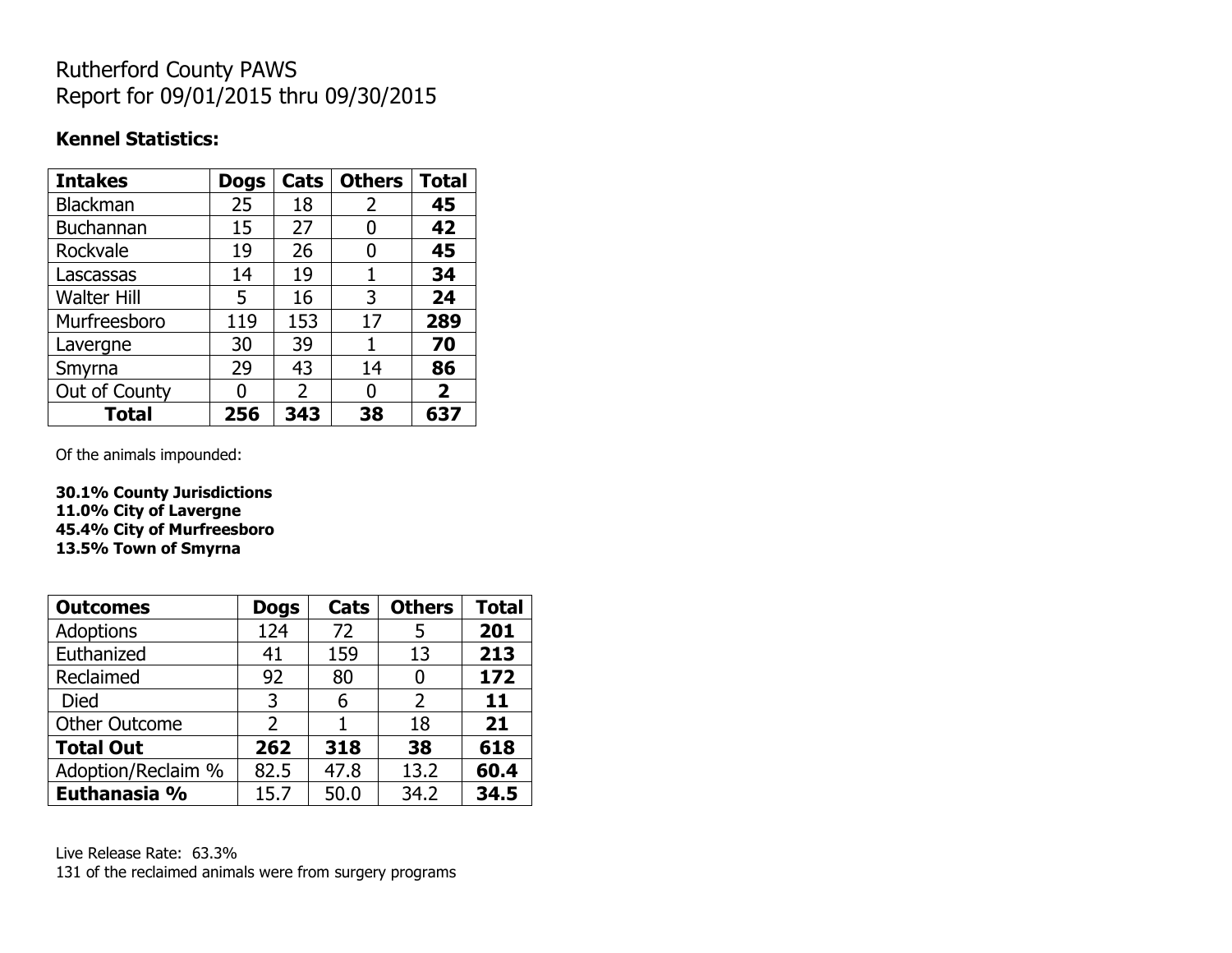# Rutherford County PAWS
# Report for 09/01/2015 thru 09/30/2015

**Kennel Statistics:**

| Intakes | Dogs | Cats | Others | Total |
|---|---|---|---|---|
| Blackman | 25 | 18 | 2 | **45** |
| Buchannan | 15 | 27 | 0 | **42** |
| Rockvale | 19 | 26 | 0 | **45** |
| Lascassas | 14 | 19 | 1 | **34** |
| Walter Hill | 5 | 16 | 3 | **24** |
| Murfreesboro | 119 | 153 | 17 | **289** |
| Lavergne | 30 | 39 | 1 | **70** |
| Smyrna | 29 | 43 | 14 | **86** |
| Out of County | 0 | 2 | 0 | **2** |
| **Total** | **256** | **343** | **38** | **637** |

Of the animals impounded:

**30.1% County Jurisdictions**
**11.0% City of Lavergne**
**45.4% City of Murfreesboro**
**13.5% Town of Smyrna**

| Outcomes | Dogs | Cats | Others | Total |
|---|---|---|---|---|
| Adoptions | 124 | 72 | 5 | **201** |
| Euthanized | 41 | 159 | 13 | **213** |
| Reclaimed | 92 | 80 | 0 | **172** |
| Died | 3 | 6 | 2 | **11** |
| Other Outcome | 2 | 1 | 18 | **21** |
| **Total Out** | **262** | **318** | **38** | **618** |
| Adoption/Reclaim % | 82.5 | 47.8 | 13.2 | **60.4** |
| **Euthanasia %** | 15.7 | 50.0 | 34.2 | **34.5** |

Live Release Rate: 63.3%
131 of the reclaimed animals were from surgery programs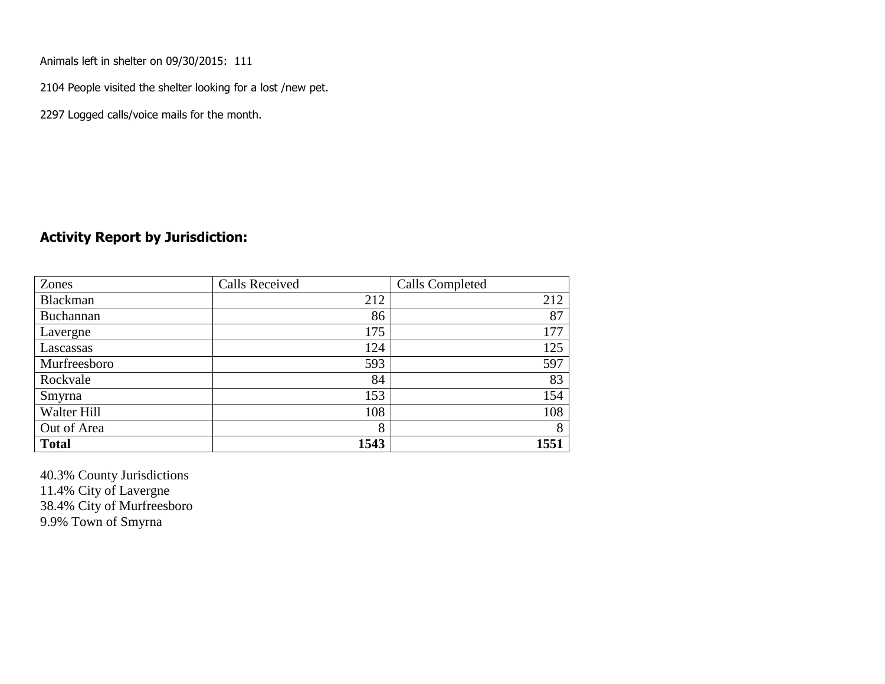Animals left in shelter on 09/30/2015: 111

2104 People visited the shelter looking for a lost /new pet.

2297 Logged calls/voice mails for the month.

## Activity Report by Jurisdiction:

| Zones | Calls Received | Calls Completed |
| --- | --- | --- |
| Blackman | 212 | 212 |
| Buchannan | 86 | 87 |
| Lavergne | 175 | 177 |
| Lascassas | 124 | 125 |
| Murfreesboro | 593 | 597 |
| Rockvale | 84 | 83 |
| Smyrna | 153 | 154 |
| Walter Hill | 108 | 108 |
| Out of Area | 8 | 8 |
| **Total** | **1543** | **1551** |

40.3% County Jurisdictions
11.4% City of Lavergne
38.4% City of Murfreesboro
9.9% Town of Smyrna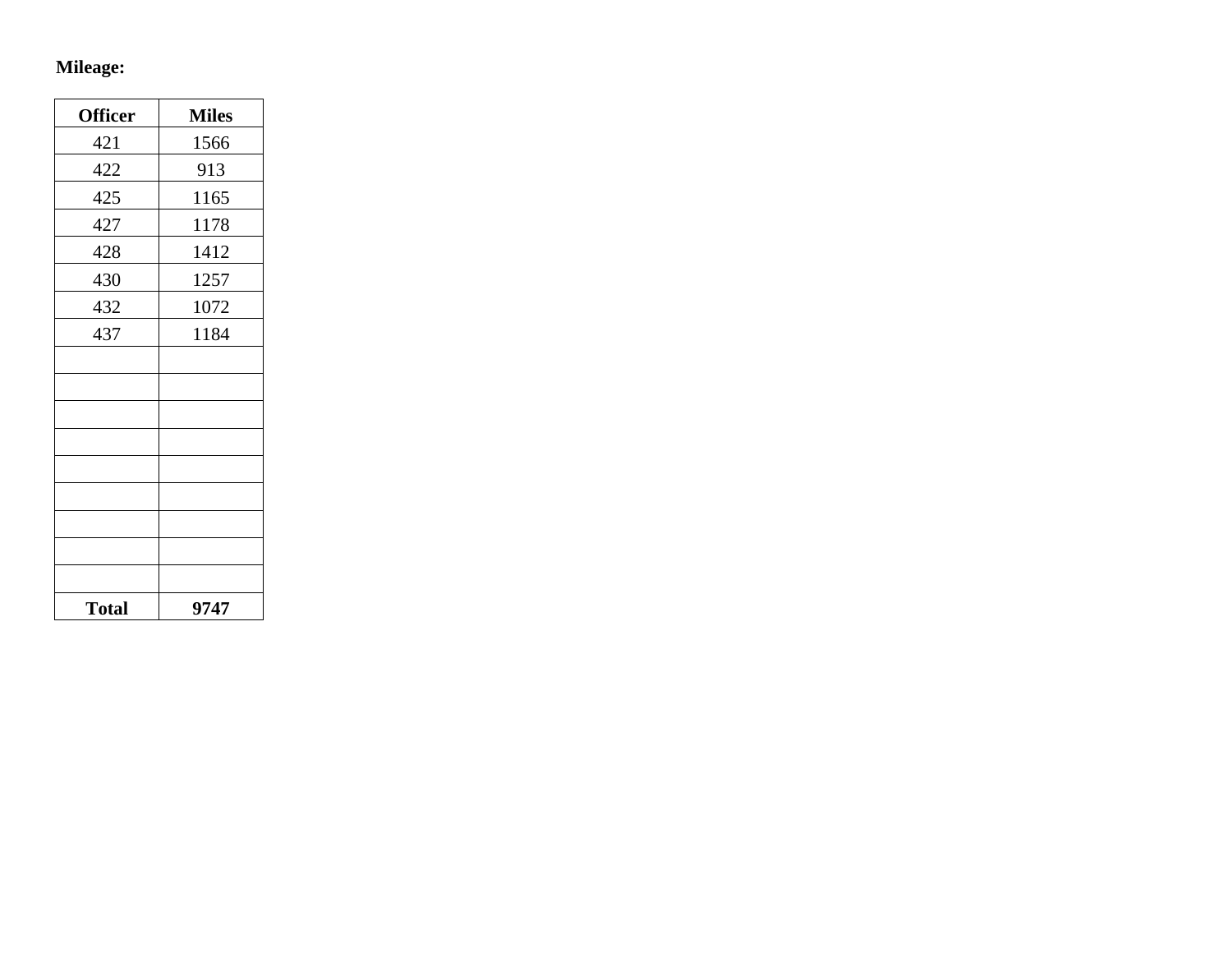**Mileage:**

| Officer | Miles |
|---|---|
| 421 | 1566 |
| 422 | 913 |
| 425 | 1165 |
| 427 | 1178 |
| 428 | 1412 |
| 430 | 1257 |
| 432 | 1072 |
| 437 | 1184 |
| | |
| | |
| | |
| | |
| | |
| | |
| | |
| | |
| | |
| **Total** | **9747** |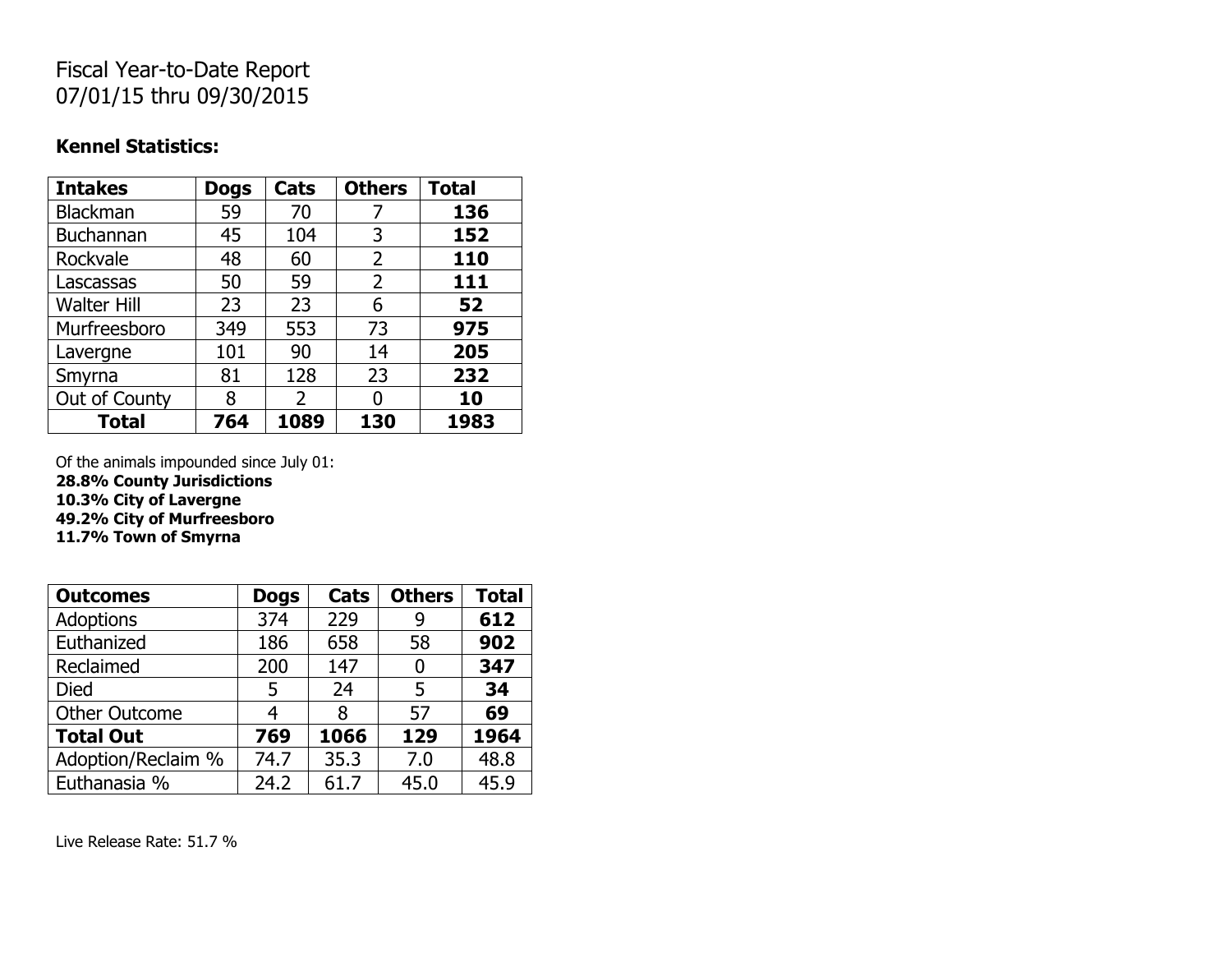Fiscal Year-to-Date Report
07/01/15 thru 09/30/2015

**Kennel Statistics:**

| Intakes | Dogs | Cats | Others | Total |
|---|---|---|---|---|
| Blackman | 59 | 70 | 7 | **136** |
| Buchannan | 45 | 104 | 3 | **152** |
| Rockvale | 48 | 60 | 2 | **110** |
| Lascassas | 50 | 59 | 2 | **111** |
| Walter Hill | 23 | 23 | 6 | **52** |
| Murfreesboro | 349 | 553 | 73 | **975** |
| Lavergne | 101 | 90 | 14 | **205** |
| Smyrna | 81 | 128 | 23 | **232** |
| Out of County | 8 | 2 | 0 | **10** |
| **Total** | **764** | **1089** | **130** | **1983** |

Of the animals impounded since July 01:
**28.8% County Jurisdictions**
**10.3% City of Lavergne**
**49.2% City of Murfreesboro**
**11.7% Town of Smyrna**

| Outcomes | Dogs | Cats | Others | Total |
|---|---|---|---|---|
| Adoptions | 374 | 229 | 9 | **612** |
| Euthanized | 186 | 658 | 58 | **902** |
| Reclaimed | 200 | 147 | 0 | **347** |
| Died | 5 | 24 | 5 | **34** |
| Other Outcome | 4 | 8 | 57 | **69** |
| **Total Out** | **769** | **1066** | **129** | **1964** |
| Adoption/Reclaim % | 74.7 | 35.3 | 7.0 | 48.8 |
| Euthanasia % | 24.2 | 61.7 | 45.0 | 45.9 |

Live Release Rate: 51.7 %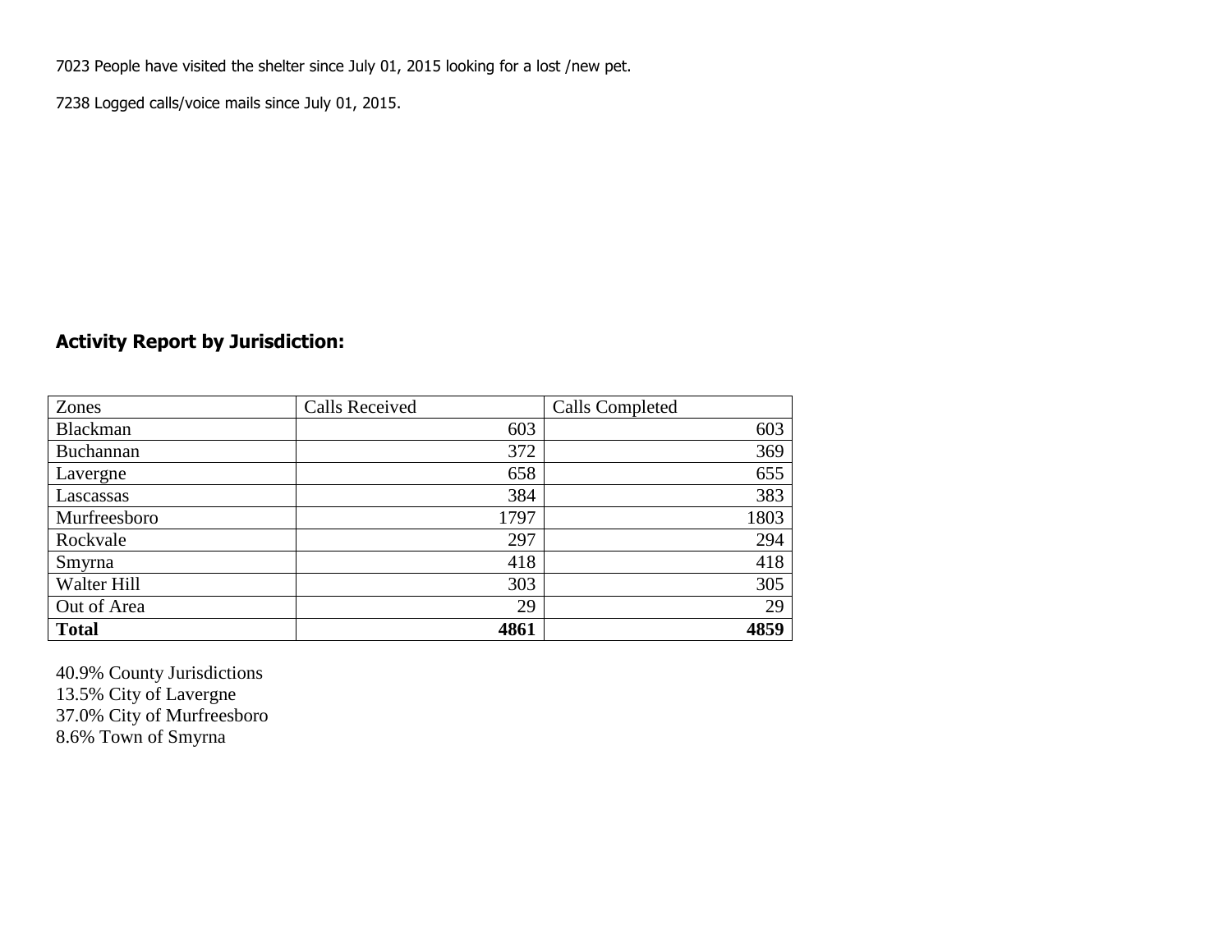7023 People have visited the shelter since July 01, 2015 looking for a lost /new pet.

7238 Logged calls/voice mails since July 01, 2015.

## Activity Report by Jurisdiction:

| Zones | Calls Received | Calls Completed |
|---|---|---|
| Blackman | 603 | 603 |
| Buchannan | 372 | 369 |
| Lavergne | 658 | 655 |
| Lascassas | 384 | 383 |
| Murfreesboro | 1797 | 1803 |
| Rockvale | 297 | 294 |
| Smyrna | 418 | 418 |
| Walter Hill | 303 | 305 |
| Out of Area | 29 | 29 |
| **Total** | **4861** | **4859** |

40.9% County Jurisdictions
13.5% City of Lavergne
37.0% City of Murfreesboro
8.6% Town of Smyrna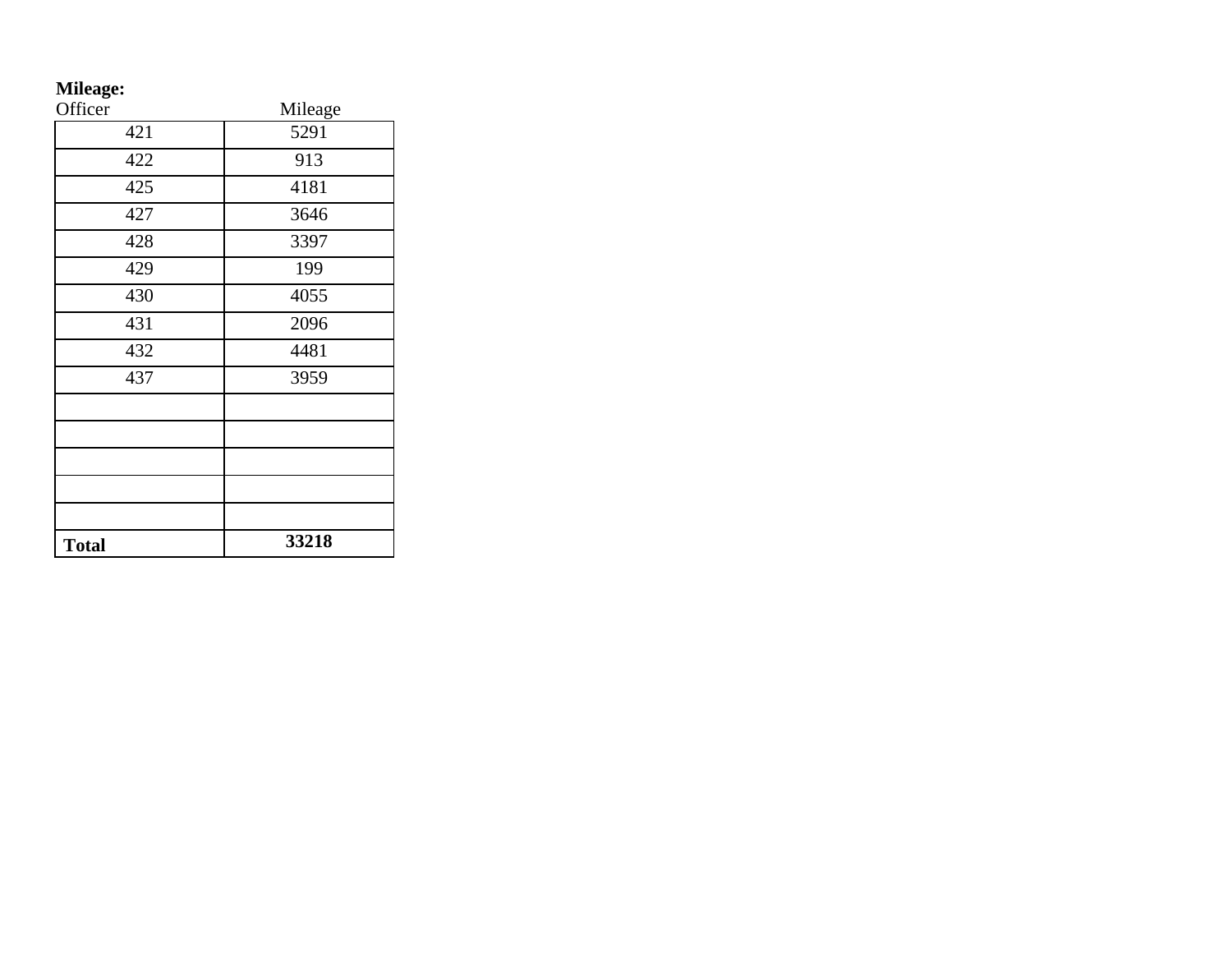**Mileage:**

| Officer | Mileage |
|---|---|
| 421 | 5291 |
| 422 | 913 |
| 425 | 4181 |
| 427 | 3646 |
| 428 | 3397 |
| 429 | 199 |
| 430 | 4055 |
| 431 | 2096 |
| 432 | 4481 |
| 437 | 3959 |
| | |
| | |
| | |
| | |
| | |
| **Total** | **33218** |